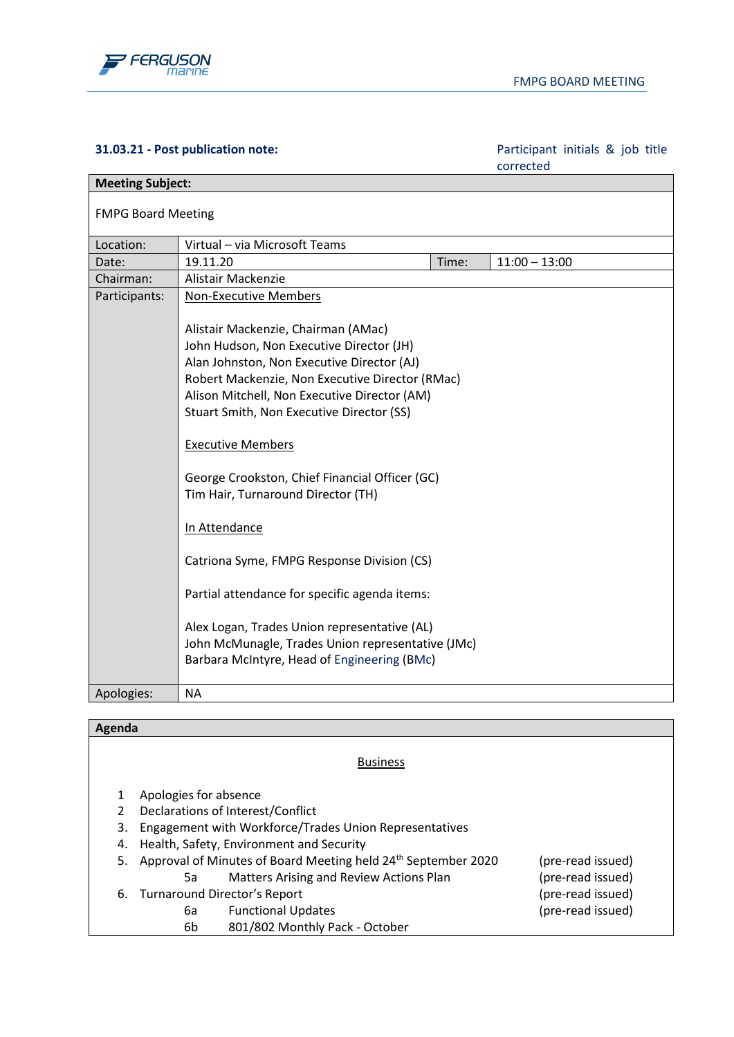**31.03.21 - Post publication note:** Participant initials & job title corrected

| **Meeting Subject:** | | | |
|---|---|---|---|
| FMPG Board Meeting | | | |
| Location: | Virtual – via Microsoft Teams | | |
| Date: | 19.11.20 | Time: | 11:00 – 13:00 |
| Chairman: | Alistair Mackenzie | | |
| Participants: | Non-Executive Members<br><br>Alistair Mackenzie, Chairman (AMac)<br>John Hudson, Non Executive Director (JH)<br>Alan Johnston, Non Executive Director (AJ)<br>Robert Mackenzie, Non Executive Director (RMac)<br>Alison Mitchell, Non Executive Director (AM)<br>Stuart Smith, Non Executive Director (SS)<br><br>Executive Members<br><br>George Crookston, Chief Financial Officer (GC)<br>Tim Hair, Turnaround Director (TH)<br><br>In Attendance<br><br>Catriona Syme, FMPG Response Division (CS)<br><br>Partial attendance for specific agenda items:<br><br>Alex Logan, Trades Union representative (AL)<br>John McMunagle, Trades Union representative (JMc)<br>Barbara McIntyre, Head of Engineering (BMc) | | |
| Apologies: | NA | | |

**Agenda**

Business

1. Apologies for absence
2. Declarations of Interest/Conflict
3. Engagement with Workforce/Trades Union Representatives
4. Health, Safety, Environment and Security
5. Approval of Minutes of Board Meeting held 24th September 2020 (pre-read issued)
   - 5a Matters Arising and Review Actions Plan (pre-read issued)
6. Turnaround Director's Report (pre-read issued)
   - 6a Functional Updates (pre-read issued)
   - 6b 801/802 Monthly Pack - October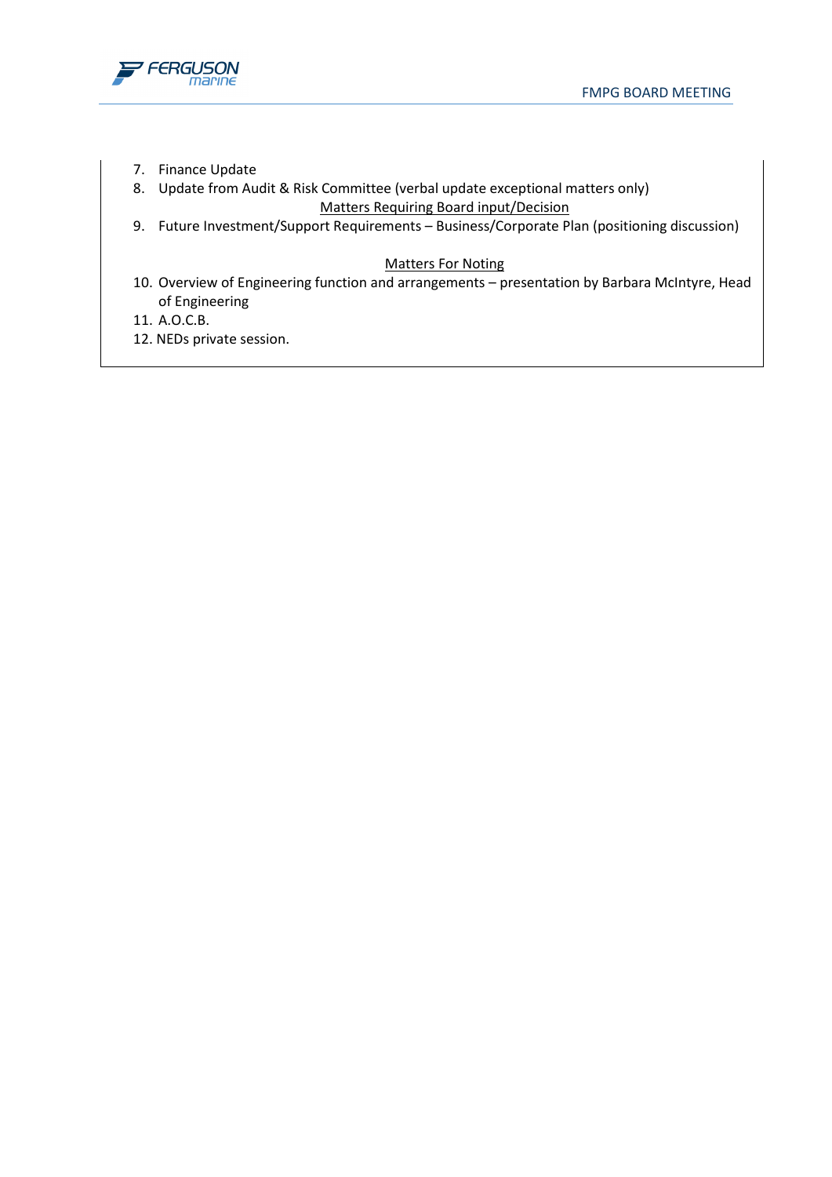7. Finance Update
8. Update from Audit & Risk Committee (verbal update exceptional matters only)

<u>Matters Requiring Board input/Decision</u>

9. Future Investment/Support Requirements – Business/Corporate Plan (positioning discussion)

<u>Matters For Noting</u>

10. Overview of Engineering function and arrangements – presentation by Barbara McIntyre, Head of Engineering
11. A.O.C.B.
12. NEDs private session.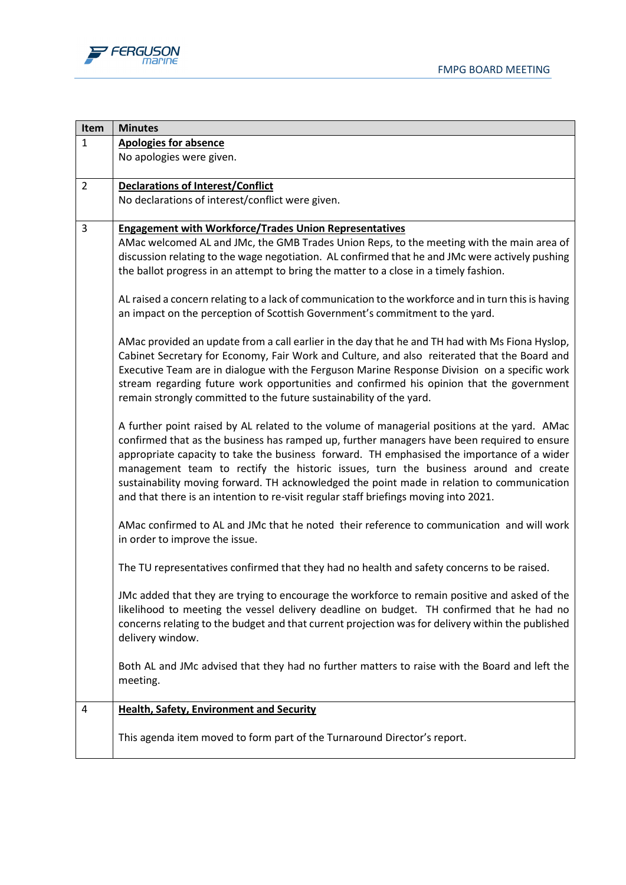| Item | Minutes |
|---|---|
| 1 | **Apologies for absence**<br>No apologies were given. |
| 2 | **Declarations of Interest/Conflict**<br>No declarations of interest/conflict were given. |
| 3 | **Engagement with Workforce/Trades Union Representatives**<br>AMac welcomed AL and JMc, the GMB Trades Union Reps, to the meeting with the main area of discussion relating to the wage negotiation. AL confirmed that he and JMc were actively pushing the ballot progress in an attempt to bring the matter to a close in a timely fashion.<br><br>AL raised a concern relating to a lack of communication to the workforce and in turn this is having an impact on the perception of Scottish Government's commitment to the yard.<br><br>AMac provided an update from a call earlier in the day that he and TH had with Ms Fiona Hyslop, Cabinet Secretary for Economy, Fair Work and Culture, and also reiterated that the Board and Executive Team are in dialogue with the Ferguson Marine Response Division on a specific work stream regarding future work opportunities and confirmed his opinion that the government remain strongly committed to the future sustainability of the yard.<br><br>A further point raised by AL related to the volume of managerial positions at the yard. AMac confirmed that as the business has ramped up, further managers have been required to ensure appropriate capacity to take the business forward. TH emphasised the importance of a wider management team to rectify the historic issues, turn the business around and create sustainability moving forward. TH acknowledged the point made in relation to communication and that there is an intention to re-visit regular staff briefings moving into 2021.<br><br>AMac confirmed to AL and JMc that he noted their reference to communication and will work in order to improve the issue.<br><br>The TU representatives confirmed that they had no health and safety concerns to be raised.<br><br>JMc added that they are trying to encourage the workforce to remain positive and asked of the likelihood to meeting the vessel delivery deadline on budget. TH confirmed that he had no concerns relating to the budget and that current projection was for delivery within the published delivery window.<br><br>Both AL and JMc advised that they had no further matters to raise with the Board and left the meeting. |
| 4 | **Health, Safety, Environment and Security**<br><br>This agenda item moved to form part of the Turnaround Director's report. |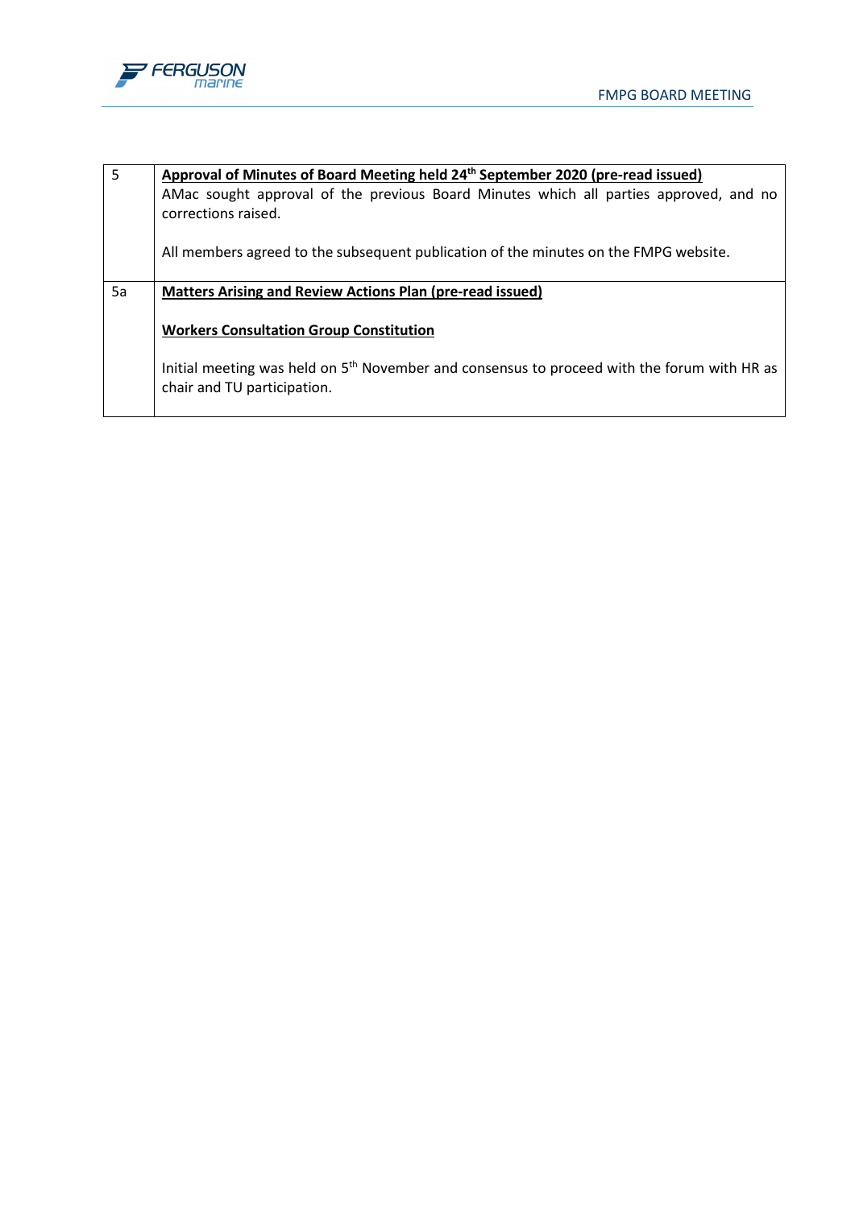| | |
|---|---|
| 5 | **Approval of Minutes of Board Meeting held 24th September 2020 (pre-read issued)**<br>AMac sought approval of the previous Board Minutes which all parties approved, and no corrections raised.<br><br>All members agreed to the subsequent publication of the minutes on the FMPG website. |
| 5a | **Matters Arising and Review Actions Plan (pre-read issued)**<br><br>**Workers Consultation Group Constitution**<br><br>Initial meeting was held on 5th November and consensus to proceed with the forum with HR as chair and TU participation. |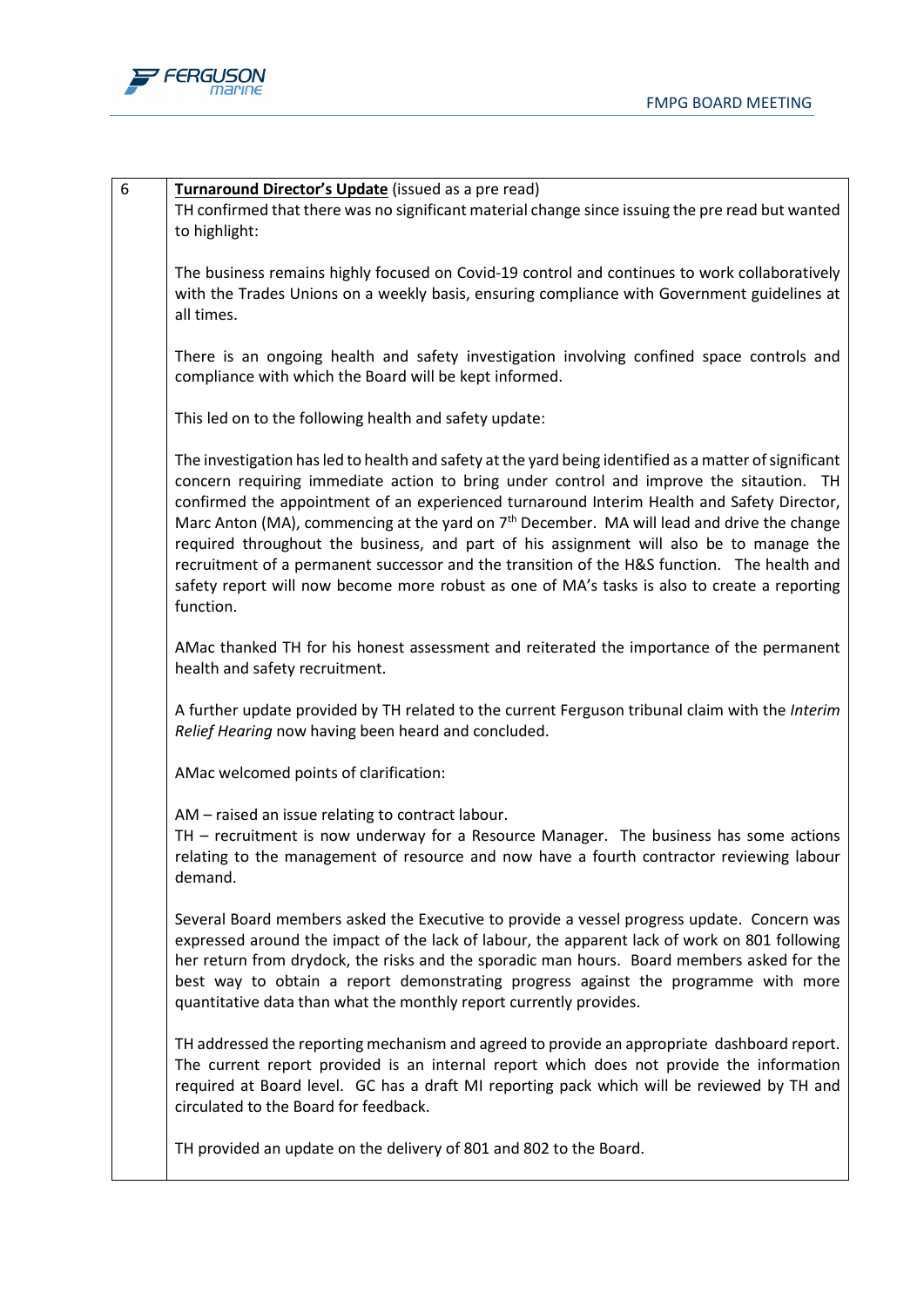| 6 | **Turnaround Director's Update** (issued as a pre read)<br>TH confirmed that there was no significant material change since issuing the pre read but wanted to highlight:<br><br>The business remains highly focused on Covid-19 control and continues to work collaboratively with the Trades Unions on a weekly basis, ensuring compliance with Government guidelines at all times.<br><br>There is an ongoing health and safety investigation involving confined space controls and compliance with which the Board will be kept informed.<br><br>This led on to the following health and safety update:<br><br>The investigation has led to health and safety at the yard being identified as a matter of significant concern requiring immediate action to bring under control and improve the sitaution. TH confirmed the appointment of an experienced turnaround Interim Health and Safety Director, Marc Anton (MA), commencing at the yard on 7th December. MA will lead and drive the change required throughout the business, and part of his assignment will also be to manage the recruitment of a permanent successor and the transition of the H&S function. The health and safety report will now become more robust as one of MA's tasks is also to create a reporting function.<br><br>AMac thanked TH for his honest assessment and reiterated the importance of the permanent health and safety recruitment.<br><br>A further update provided by TH related to the current Ferguson tribunal claim with the *Interim Relief Hearing* now having been heard and concluded.<br><br>AMac welcomed points of clarification:<br><br>AM – raised an issue relating to contract labour.<br>TH – recruitment is now underway for a Resource Manager. The business has some actions relating to the management of resource and now have a fourth contractor reviewing labour demand.<br><br>Several Board members asked the Executive to provide a vessel progress update. Concern was expressed around the impact of the lack of labour, the apparent lack of work on 801 following her return from drydock, the risks and the sporadic man hours. Board members asked for the best way to obtain a report demonstrating progress against the programme with more quantitative data than what the monthly report currently provides.<br><br>TH addressed the reporting mechanism and agreed to provide an appropriate dashboard report. The current report provided is an internal report which does not provide the information required at Board level. GC has a draft MI reporting pack which will be reviewed by TH and circulated to the Board for feedback.<br><br>TH provided an update on the delivery of 801 and 802 to the Board. |
|---|---|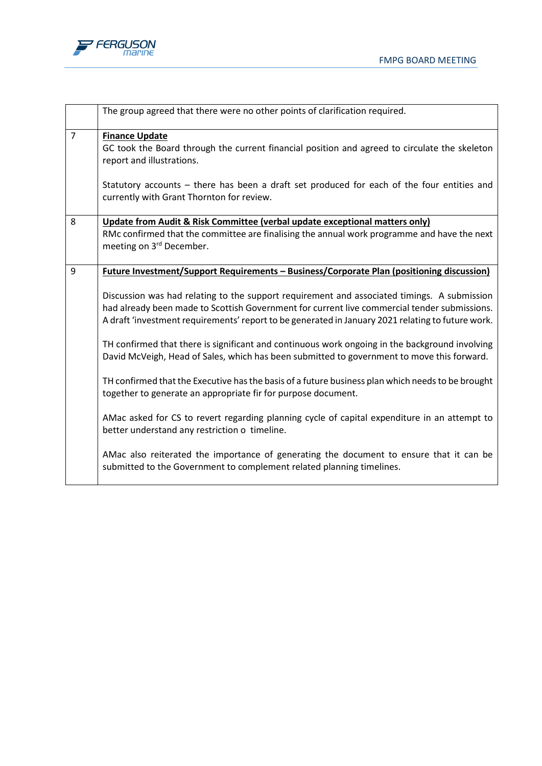| | |
|---|---|
| | The group agreed that there were no other points of clarification required. |
| 7 | **Finance Update**<br>GC took the Board through the current financial position and agreed to circulate the skeleton report and illustrations.<br><br>Statutory accounts – there has been a draft set produced for each of the four entities and currently with Grant Thornton for review. |
| 8 | **Update from Audit & Risk Committee (verbal update exceptional matters only)**<br>RMc confirmed that the committee are finalising the annual work programme and have the next meeting on 3rd December. |
| 9 | **Future Investment/Support Requirements – Business/Corporate Plan (positioning discussion)**<br><br>Discussion was had relating to the support requirement and associated timings. A submission had already been made to Scottish Government for current live commercial tender submissions. A draft 'investment requirements' report to be generated in January 2021 relating to future work.<br><br>TH confirmed that there is significant and continuous work ongoing in the background involving David McVeigh, Head of Sales, which has been submitted to government to move this forward.<br><br>TH confirmed that the Executive has the basis of a future business plan which needs to be brought together to generate an appropriate fir for purpose document.<br><br>AMac asked for CS to revert regarding planning cycle of capital expenditure in an attempt to better understand any restriction o timeline.<br><br>AMac also reiterated the importance of generating the document to ensure that it can be submitted to the Government to complement related planning timelines. |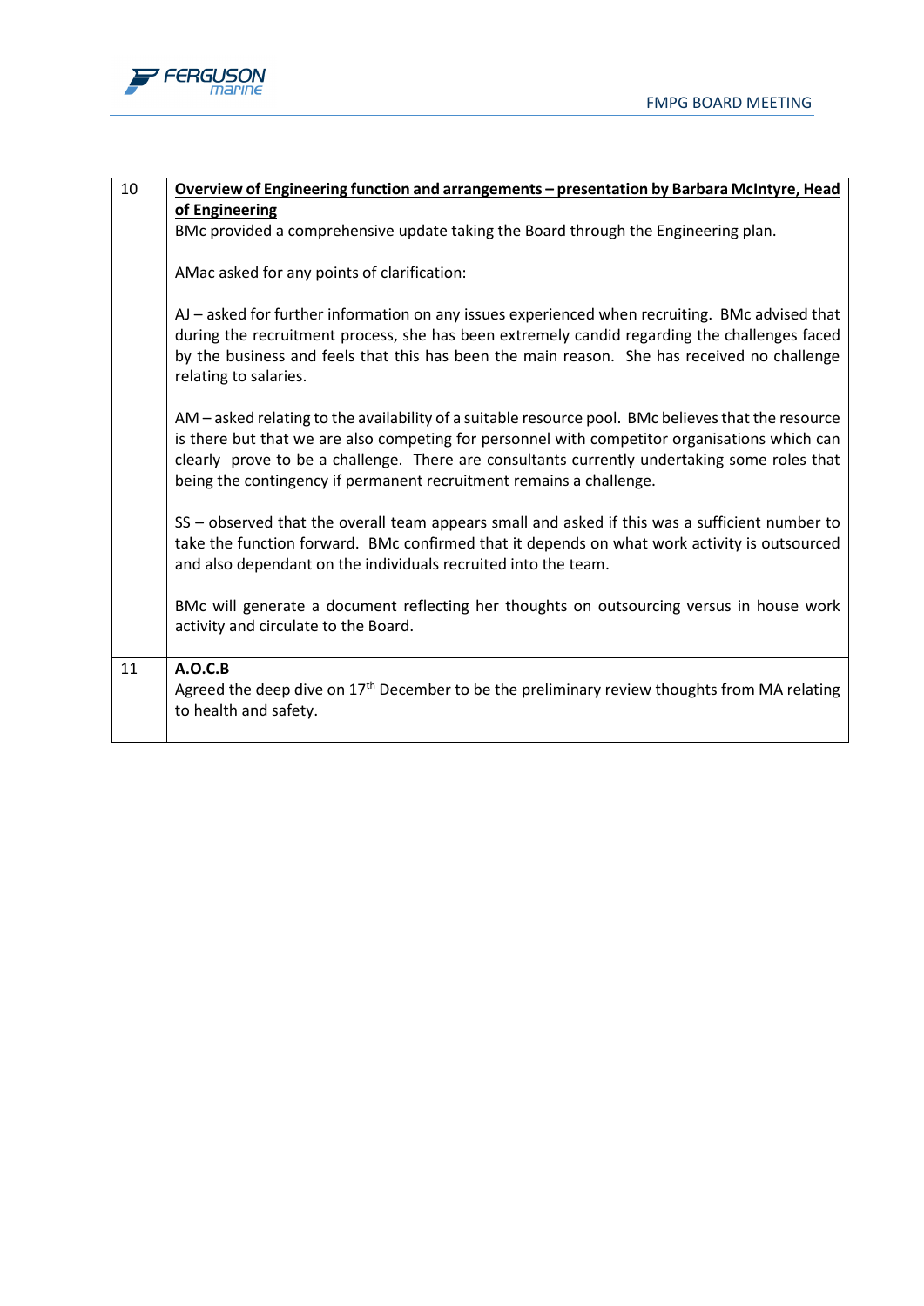| | |
|---|---|
| 10 | **Overview of Engineering function and arrangements – presentation by Barbara McIntyre, Head of Engineering**<br>BMc provided a comprehensive update taking the Board through the Engineering plan.<br><br>AMac asked for any points of clarification:<br><br>AJ – asked for further information on any issues experienced when recruiting. BMc advised that during the recruitment process, she has been extremely candid regarding the challenges faced by the business and feels that this has been the main reason. She has received no challenge relating to salaries.<br><br>AM – asked relating to the availability of a suitable resource pool. BMc believes that the resource is there but that we are also competing for personnel with competitor organisations which can clearly prove to be a challenge. There are consultants currently undertaking some roles that being the contingency if permanent recruitment remains a challenge.<br><br>SS – observed that the overall team appears small and asked if this was a sufficient number to take the function forward. BMc confirmed that it depends on what work activity is outsourced and also dependant on the individuals recruited into the team.<br><br>BMc will generate a document reflecting her thoughts on outsourcing versus in house work activity and circulate to the Board. |
| 11 | **A.O.C.B**<br>Agreed the deep dive on 17th December to be the preliminary review thoughts from MA relating to health and safety. |